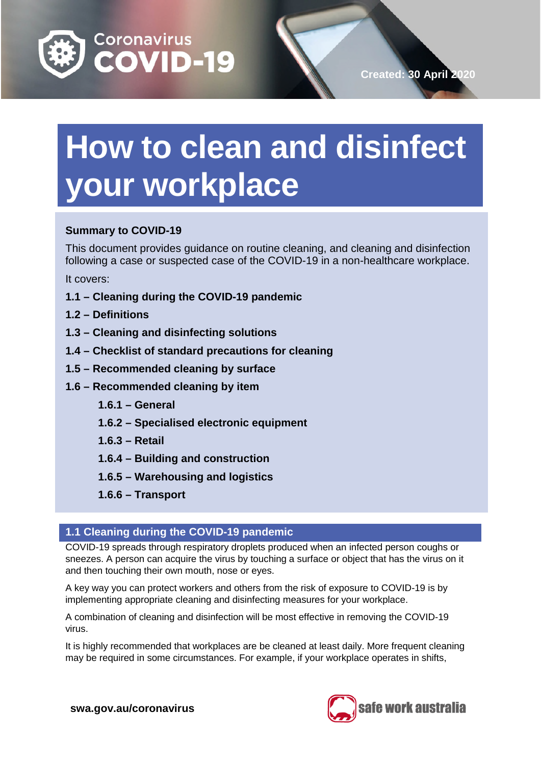Coronavirus
**COVID-19**

Created: 30 April 2020

# How to clean and disinfect your workplace

**Summary to COVID-19**

This document provides guidance on routine cleaning, and cleaning and disinfection following a case or suspected case of the COVID-19 in a non-healthcare workplace.

It covers:

- **1.1 – Cleaning during the COVID-19 pandemic**
- **1.2 – Definitions**
- **1.3 – Cleaning and disinfecting solutions**
- **1.4 – Checklist of standard precautions for cleaning**
- **1.5 – Recommended cleaning by surface**
- **1.6 – Recommended cleaning by item**
  - **1.6.1 – General**
  - **1.6.2 – Specialised electronic equipment**
  - **1.6.3 – Retail**
  - **1.6.4 – Building and construction**
  - **1.6.5 – Warehousing and logistics**
  - **1.6.6 – Transport**

## 1.1 Cleaning during the COVID-19 pandemic

COVID-19 spreads through respiratory droplets produced when an infected person coughs or sneezes. A person can acquire the virus by touching a surface or object that has the virus on it and then touching their own mouth, nose or eyes.

A key way you can protect workers and others from the risk of exposure to COVID-19 is by implementing appropriate cleaning and disinfecting measures for your workplace.

A combination of cleaning and disinfection will be most effective in removing the COVID-19 virus.

It is highly recommended that workplaces are be cleaned at least daily. More frequent cleaning may be required in some circumstances. For example, if your workplace operates in shifts,

swa.gov.au/coronavirus

safe work australia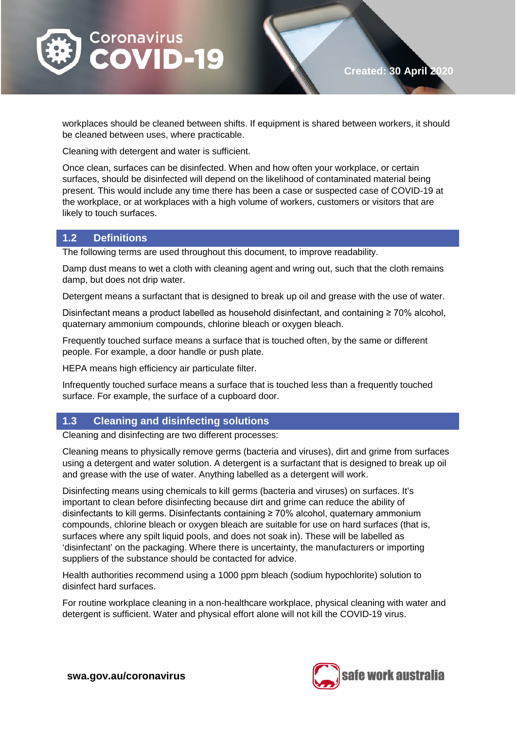workplaces should be cleaned between shifts. If equipment is shared between workers, it should be cleaned between uses, where practicable.

Cleaning with detergent and water is sufficient.

Once clean, surfaces can be disinfected. When and how often your workplace, or certain surfaces, should be disinfected will depend on the likelihood of contaminated material being present. This would include any time there has been a case or suspected case of COVID-19 at the workplace, or at workplaces with a high volume of workers, customers or visitors that are likely to touch surfaces.

## 1.2 Definitions

The following terms are used throughout this document, to improve readability.

Damp dust means to wet a cloth with cleaning agent and wring out, such that the cloth remains damp, but does not drip water.

Detergent means a surfactant that is designed to break up oil and grease with the use of water.

Disinfectant means a product labelled as household disinfectant, and containing ≥ 70% alcohol, quaternary ammonium compounds, chlorine bleach or oxygen bleach.

Frequently touched surface means a surface that is touched often, by the same or different people. For example, a door handle or push plate.

HEPA means high efficiency air particulate filter.

Infrequently touched surface means a surface that is touched less than a frequently touched surface. For example, the surface of a cupboard door.

## 1.3 Cleaning and disinfecting solutions

Cleaning and disinfecting are two different processes:

Cleaning means to physically remove germs (bacteria and viruses), dirt and grime from surfaces using a detergent and water solution. A detergent is a surfactant that is designed to break up oil and grease with the use of water. Anything labelled as a detergent will work.

Disinfecting means using chemicals to kill germs (bacteria and viruses) on surfaces. It's important to clean before disinfecting because dirt and grime can reduce the ability of disinfectants to kill germs. Disinfectants containing ≥ 70% alcohol, quaternary ammonium compounds, chlorine bleach or oxygen bleach are suitable for use on hard surfaces (that is, surfaces where any spilt liquid pools, and does not soak in). These will be labelled as 'disinfectant' on the packaging. Where there is uncertainty, the manufacturers or importing suppliers of the substance should be contacted for advice.

Health authorities recommend using a 1000 ppm bleach (sodium hypochlorite) solution to disinfect hard surfaces.

For routine workplace cleaning in a non-healthcare workplace, physical cleaning with water and detergent is sufficient. Water and physical effort alone will not kill the COVID-19 virus.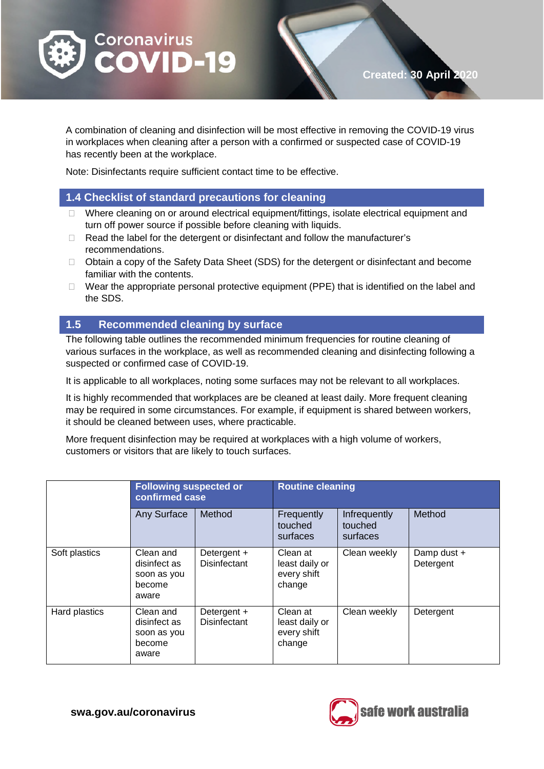A combination of cleaning and disinfection will be most effective in removing the COVID-19 virus in workplaces when cleaning after a person with a confirmed or suspected case of COVID-19 has recently been at the workplace.

Note: Disinfectants require sufficient contact time to be effective.

## 1.4 Checklist of standard precautions for cleaning

- ☐ Where cleaning on or around electrical equipment/fittings, isolate electrical equipment and turn off power source if possible before cleaning with liquids.
- ☐ Read the label for the detergent or disinfectant and follow the manufacturer's recommendations.
- ☐ Obtain a copy of the Safety Data Sheet (SDS) for the detergent or disinfectant and become familiar with the contents.
- ☐ Wear the appropriate personal protective equipment (PPE) that is identified on the label and the SDS.

## 1.5 Recommended cleaning by surface

The following table outlines the recommended minimum frequencies for routine cleaning of various surfaces in the workplace, as well as recommended cleaning and disinfecting following a suspected or confirmed case of COVID-19.

It is applicable to all workplaces, noting some surfaces may not be relevant to all workplaces.

It is highly recommended that workplaces are be cleaned at least daily. More frequent cleaning may be required in some circumstances. For example, if equipment is shared between workers, it should be cleaned between uses, where practicable.

More frequent disinfection may be required at workplaces with a high volume of workers, customers or visitors that are likely to touch surfaces.

| | Following suspected or confirmed case | | Routine cleaning | | |
|---|---|---|---|---|---|
| | Any Surface | Method | Frequently touched surfaces | Infrequently touched surfaces | Method |
| Soft plastics | Clean and disinfect as soon as you become aware | Detergent + Disinfectant | Clean at least daily or every shift change | Clean weekly | Damp dust + Detergent |
| Hard plastics | Clean and disinfect as soon as you become aware | Detergent + Disinfectant | Clean at least daily or every shift change | Clean weekly | Detergent |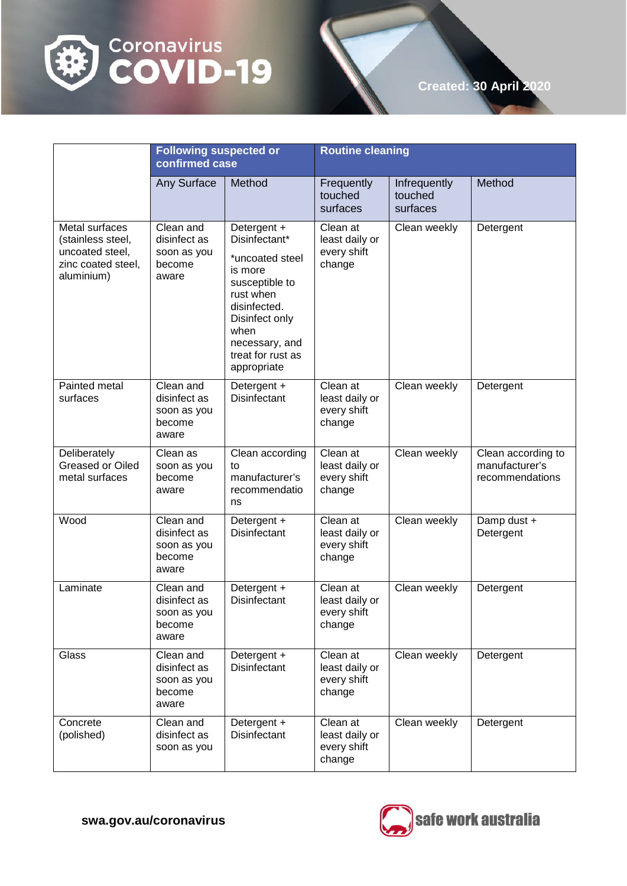| | Following suspected or confirmed case | | Routine cleaning | | |
|---|---|---|---|---|---|
| | Any Surface | Method | Frequently touched surfaces | Infrequently touched surfaces | Method |
| Metal surfaces (stainless steel, uncoated steel, zinc coated steel, aluminium) | Clean and disinfect as soon as you become aware | Detergent + Disinfectant* *uncoated steel is more susceptible to rust when disinfected. Disinfect only when necessary, and treat for rust as appropriate | Clean at least daily or every shift change | Clean weekly | Detergent |
| Painted metal surfaces | Clean and disinfect as soon as you become aware | Detergent + Disinfectant | Clean at least daily or every shift change | Clean weekly | Detergent |
| Deliberately Greased or Oiled metal surfaces | Clean as soon as you become aware | Clean according to manufacturer's recommendations | Clean at least daily or every shift change | Clean weekly | Clean according to manufacturer's recommendations |
| Wood | Clean and disinfect as soon as you become aware | Detergent + Disinfectant | Clean at least daily or every shift change | Clean weekly | Damp dust + Detergent |
| Laminate | Clean and disinfect as soon as you become aware | Detergent + Disinfectant | Clean at least daily or every shift change | Clean weekly | Detergent |
| Glass | Clean and disinfect as soon as you become aware | Detergent + Disinfectant | Clean at least daily or every shift change | Clean weekly | Detergent |
| Concrete (polished) | Clean and disinfect as soon as you | Detergent + Disinfectant | Clean at least daily or every shift change | Clean weekly | Detergent |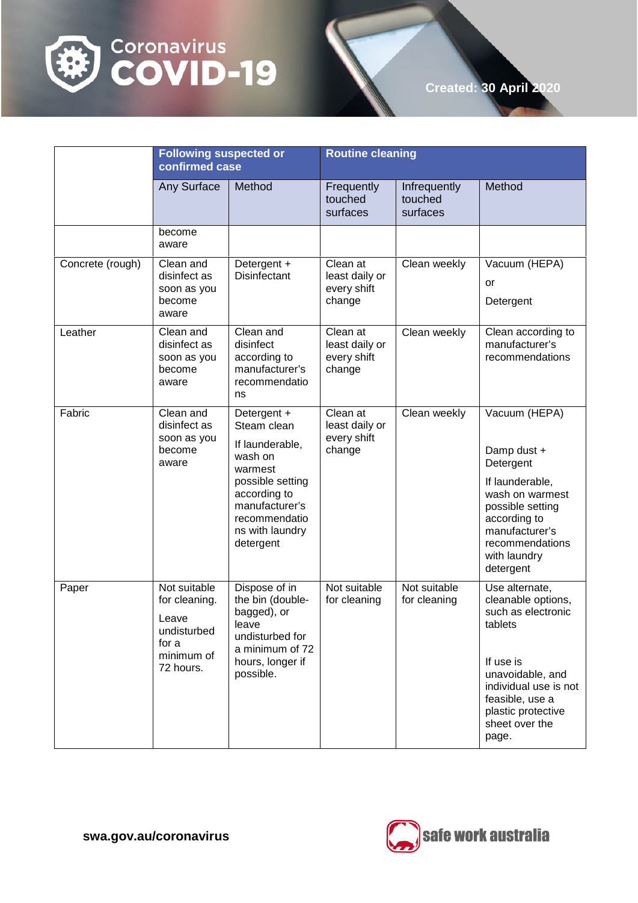| | Following suspected or confirmed case | | Routine cleaning | | |
|---|---|---|---|---|---|
| | Any Surface | Method | Frequently touched surfaces | Infrequently touched surfaces | Method |
| | become aware | | | | |
| Concrete (rough) | Clean and disinfect as soon as you become aware | Detergent + Disinfectant | Clean at least daily or every shift change | Clean weekly | Vacuum (HEPA) or Detergent |
| Leather | Clean and disinfect as soon as you become aware | Clean and disinfect according to manufacturer's recommendations | Clean at least daily or every shift change | Clean weekly | Clean according to manufacturer's recommendations |
| Fabric | Clean and disinfect as soon as you become aware | Detergent + Steam clean<br>If launderable, wash on warmest possible setting according to manufacturer's recommendations with laundry detergent | Clean at least daily or every shift change | Clean weekly | Vacuum (HEPA)<br>Damp dust + Detergent<br>If launderable, wash on warmest possible setting according to manufacturer's recommendations with laundry detergent |
| Paper | Not suitable for cleaning.<br>Leave undisturbed for a minimum of 72 hours. | Dispose of in the bin (double-bagged), or leave undisturbed for a minimum of 72 hours, longer if possible. | Not suitable for cleaning | Not suitable for cleaning | Use alternate, cleanable options, such as electronic tablets<br>If use is unavoidable, and individual use is not feasible, use a plastic protective sheet over the page. |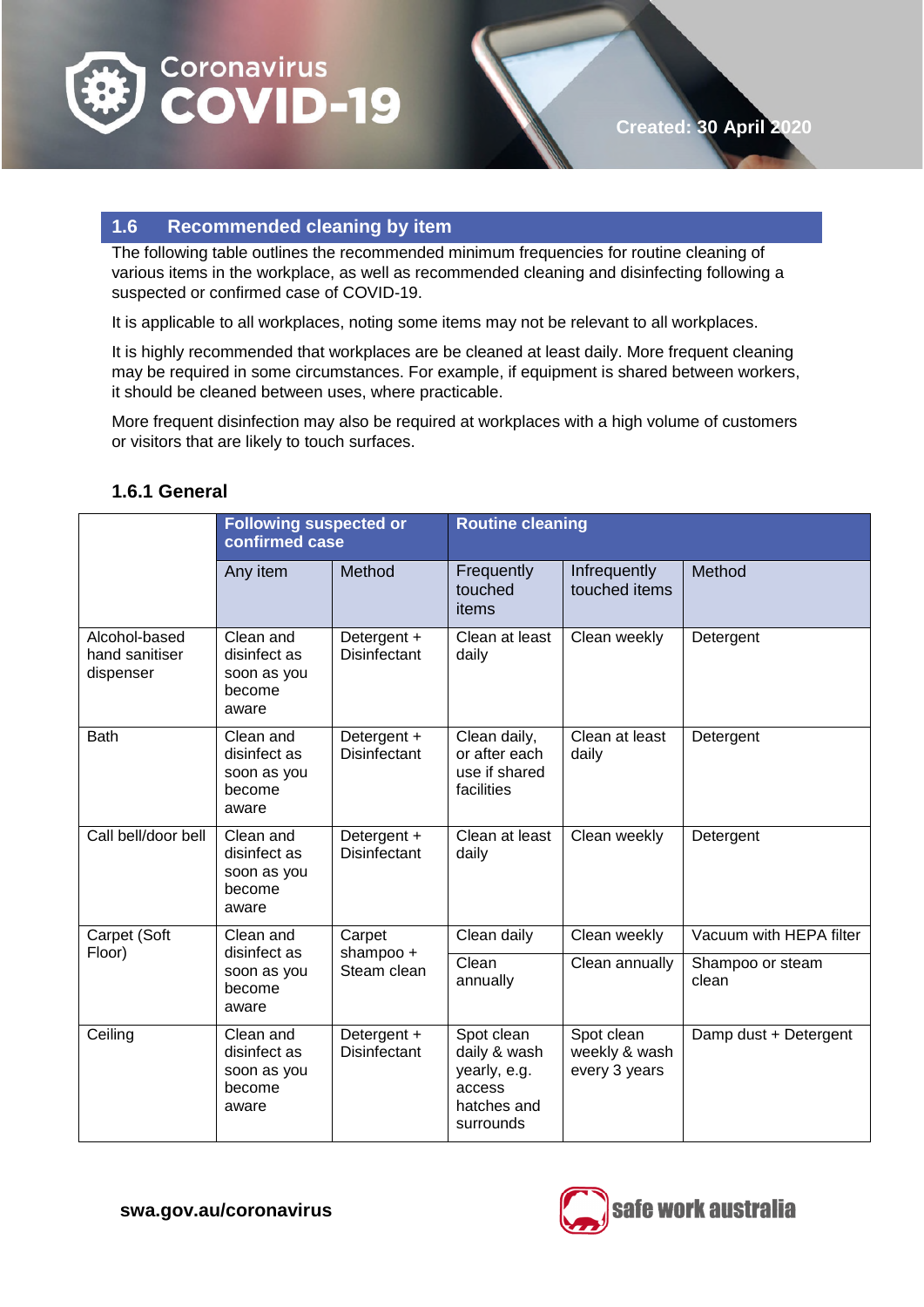## 1.6 Recommended cleaning by item

The following table outlines the recommended minimum frequencies for routine cleaning of various items in the workplace, as well as recommended cleaning and disinfecting following a suspected or confirmed case of COVID-19.

It is applicable to all workplaces, noting some items may not be relevant to all workplaces.

It is highly recommended that workplaces are be cleaned at least daily. More frequent cleaning may be required in some circumstances. For example, if equipment is shared between workers, it should be cleaned between uses, where practicable.

More frequent disinfection may also be required at workplaces with a high volume of customers or visitors that are likely to touch surfaces.

### 1.6.1 General

| | Following suspected or confirmed case | | Routine cleaning | | |
|---|---|---|---|---|---|
| | Any item | Method | Frequently touched items | Infrequently touched items | Method |
| Alcohol-based hand sanitiser dispenser | Clean and disinfect as soon as you become aware | Detergent + Disinfectant | Clean at least daily | Clean weekly | Detergent |
| Bath | Clean and disinfect as soon as you become aware | Detergent + Disinfectant | Clean daily, or after each use if shared facilities | Clean at least daily | Detergent |
| Call bell/door bell | Clean and disinfect as soon as you become aware | Detergent + Disinfectant | Clean at least daily | Clean weekly | Detergent |
| Carpet (Soft Floor) | Clean and disinfect as soon as you become aware | Carpet shampoo + Steam clean | Clean daily | Clean weekly | Vacuum with HEPA filter |
| | | | Clean annually | Clean annually | Shampoo or steam clean |
| Ceiling | Clean and disinfect as soon as you become aware | Detergent + Disinfectant | Spot clean daily & wash yearly, e.g. access hatches and surrounds | Spot clean weekly & wash every 3 years | Damp dust + Detergent |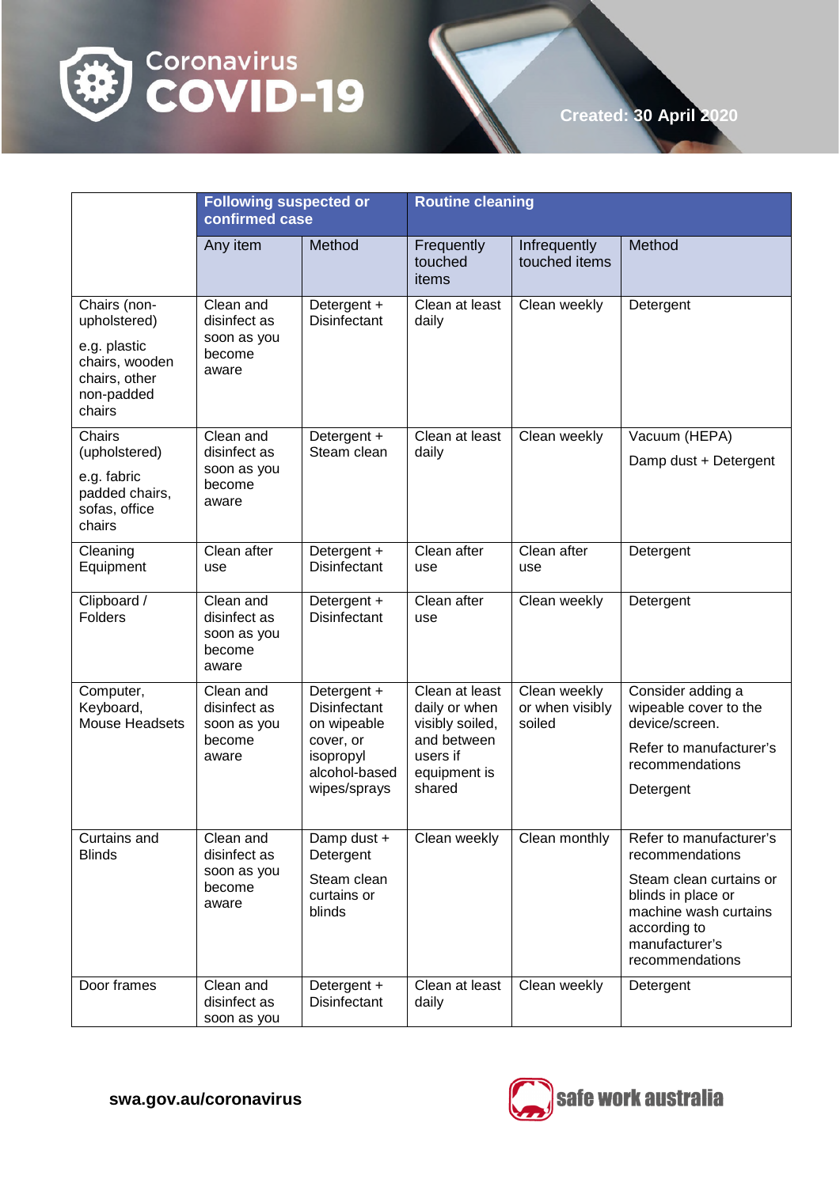| | Following suspected or confirmed case | | Routine cleaning | | |
|---|---|---|---|---|---|
| | Any item | Method | Frequently touched items | Infrequently touched items | Method |
| Chairs (non-upholstered) e.g. plastic chairs, wooden chairs, other non-padded chairs | Clean and disinfect as soon as you become aware | Detergent + Disinfectant | Clean at least daily | Clean weekly | Detergent |
| Chairs (upholstered) e.g. fabric padded chairs, sofas, office chairs | Clean and disinfect as soon as you become aware | Detergent + Steam clean | Clean at least daily | Clean weekly | Vacuum (HEPA) Damp dust + Detergent |
| Cleaning Equipment | Clean after use | Detergent + Disinfectant | Clean after use | Clean after use | Detergent |
| Clipboard / Folders | Clean and disinfect as soon as you become aware | Detergent + Disinfectant | Clean after use | Clean weekly | Detergent |
| Computer, Keyboard, Mouse Headsets | Clean and disinfect as soon as you become aware | Detergent + Disinfectant on wipeable cover, or isopropyl alcohol-based wipes/sprays | Clean at least daily or when visibly soiled, and between users if equipment is shared | Clean weekly or when visibly soiled | Consider adding a wipeable cover to the device/screen. Refer to manufacturer's recommendations Detergent |
| Curtains and Blinds | Clean and disinfect as soon as you become aware | Damp dust + Detergent Steam clean curtains or blinds | Clean weekly | Clean monthly | Refer to manufacturer's recommendations Steam clean curtains or blinds in place or machine wash curtains according to manufacturer's recommendations |
| Door frames | Clean and disinfect as soon as you | Detergent + Disinfectant | Clean at least daily | Clean weekly | Detergent |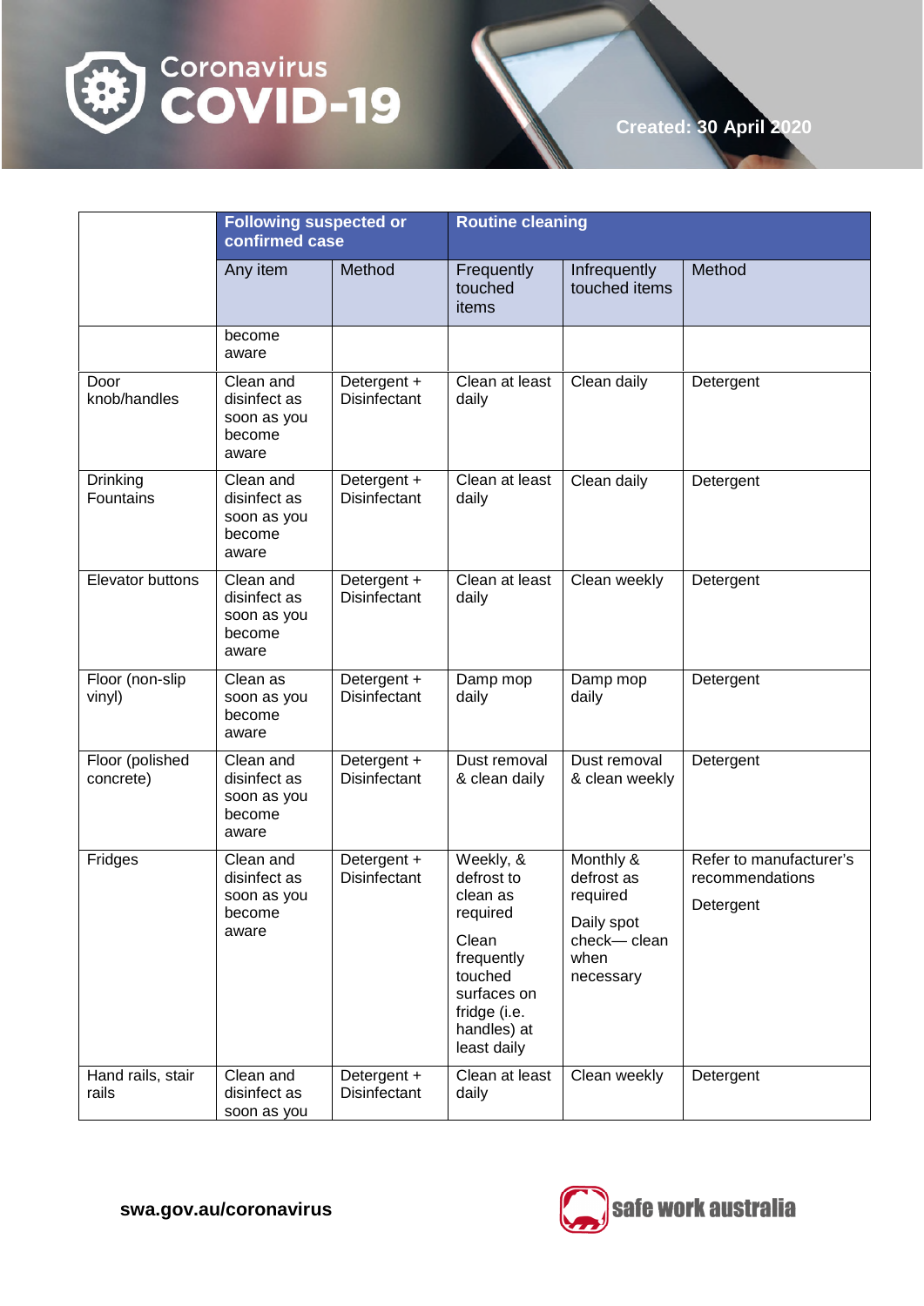| | Following suspected or confirmed case | | Routine cleaning | | |
|---|---|---|---|---|---|
| | Any item | Method | Frequently touched items | Infrequently touched items | Method |
| | become aware | | | | |
| Door knob/handles | Clean and disinfect as soon as you become aware | Detergent + Disinfectant | Clean at least daily | Clean daily | Detergent |
| Drinking Fountains | Clean and disinfect as soon as you become aware | Detergent + Disinfectant | Clean at least daily | Clean daily | Detergent |
| Elevator buttons | Clean and disinfect as soon as you become aware | Detergent + Disinfectant | Clean at least daily | Clean weekly | Detergent |
| Floor (non-slip vinyl) | Clean as soon as you become aware | Detergent + Disinfectant | Damp mop daily | Damp mop daily | Detergent |
| Floor (polished concrete) | Clean and disinfect as soon as you become aware | Detergent + Disinfectant | Dust removal & clean daily | Dust removal & clean weekly | Detergent |
| Fridges | Clean and disinfect as soon as you become aware | Detergent + Disinfectant | Weekly, & defrost to clean as required<br><br>Clean frequently touched surfaces on fridge (i.e. handles) at least daily | Monthly & defrost as required<br><br>Daily spot check— clean when necessary | Refer to manufacturer's recommendations<br><br>Detergent |
| Hand rails, stair rails | Clean and disinfect as soon as you | Detergent + Disinfectant | Clean at least daily | Clean weekly | Detergent |

swa.gov.au/coronavirus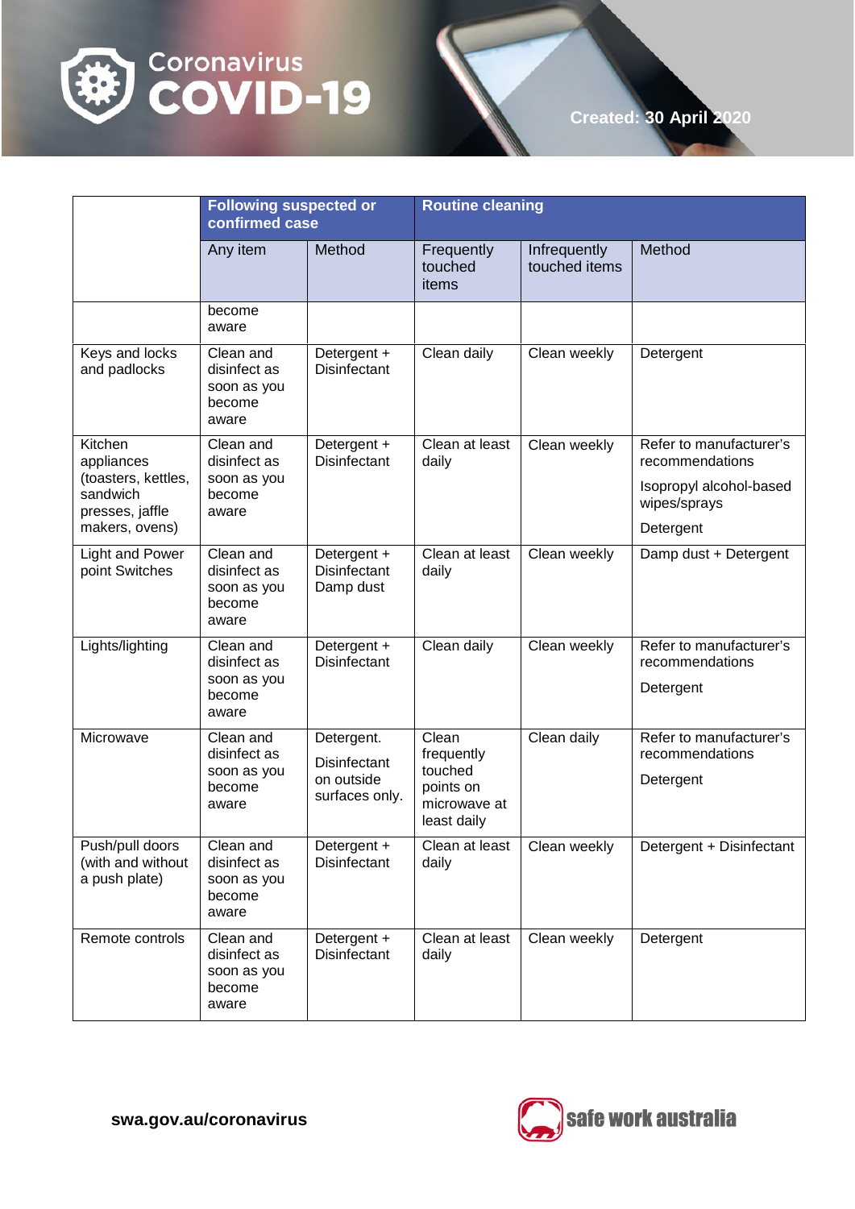| | Following suspected or confirmed case | | Routine cleaning | | |
|---|---|---|---|---|---|
| | Any item | Method | Frequently touched items | Infrequently touched items | Method |
| | become aware | | | | |
| Keys and locks and padlocks | Clean and disinfect as soon as you become aware | Detergent + Disinfectant | Clean daily | Clean weekly | Detergent |
| Kitchen appliances (toasters, kettles, sandwich presses, jaffle makers, ovens) | Clean and disinfect as soon as you become aware | Detergent + Disinfectant | Clean at least daily | Clean weekly | Refer to manufacturer's recommendations<br><br>Isopropyl alcohol-based wipes/sprays<br><br>Detergent |
| Light and Power point Switches | Clean and disinfect as soon as you become aware | Detergent + Disinfectant Damp dust | Clean at least daily | Clean weekly | Damp dust + Detergent |
| Lights/lighting | Clean and disinfect as soon as you become aware | Detergent + Disinfectant | Clean daily | Clean weekly | Refer to manufacturer's recommendations<br><br>Detergent |
| Microwave | Clean and disinfect as soon as you become aware | Detergent.<br><br>Disinfectant on outside surfaces only. | Clean frequently touched points on microwave at least daily | Clean daily | Refer to manufacturer's recommendations<br><br>Detergent |
| Push/pull doors (with and without a push plate) | Clean and disinfect as soon as you become aware | Detergent + Disinfectant | Clean at least daily | Clean weekly | Detergent + Disinfectant |
| Remote controls | Clean and disinfect as soon as you become aware | Detergent + Disinfectant | Clean at least daily | Clean weekly | Detergent |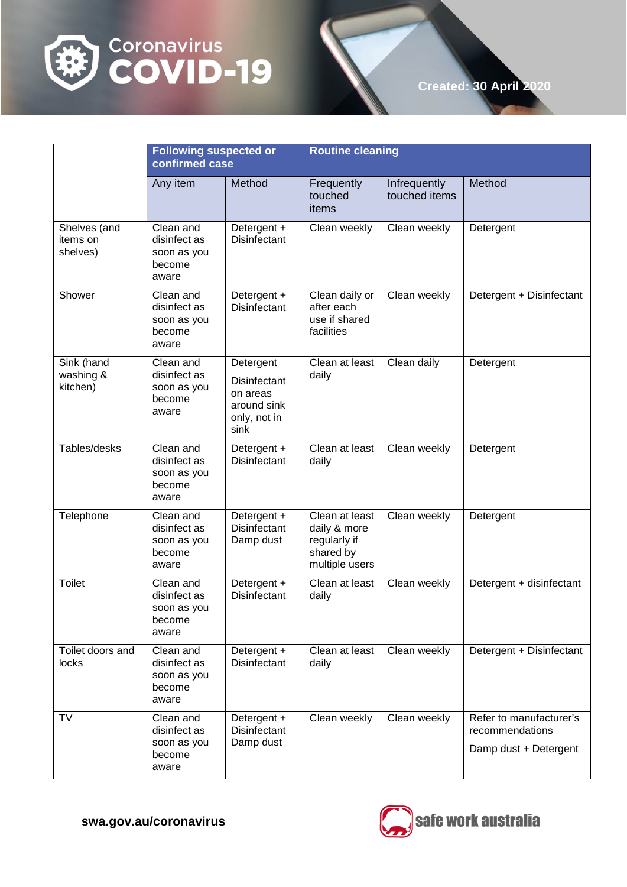| | Following suspected or confirmed case | | Routine cleaning | | |
|---|---|---|---|---|---|
| | Any item | Method | Frequently touched items | Infrequently touched items | Method |
| Shelves (and items on shelves) | Clean and disinfect as soon as you become aware | Detergent + Disinfectant | Clean weekly | Clean weekly | Detergent |
| Shower | Clean and disinfect as soon as you become aware | Detergent + Disinfectant | Clean daily or after each use if shared facilities | Clean weekly | Detergent + Disinfectant |
| Sink (hand washing & kitchen) | Clean and disinfect as soon as you become aware | Detergent<br><br>Disinfectant on areas around sink only, not in sink | Clean at least daily | Clean daily | Detergent |
| Tables/desks | Clean and disinfect as soon as you become aware | Detergent + Disinfectant | Clean at least daily | Clean weekly | Detergent |
| Telephone | Clean and disinfect as soon as you become aware | Detergent + Disinfectant Damp dust | Clean at least daily & more regularly if shared by multiple users | Clean weekly | Detergent |
| Toilet | Clean and disinfect as soon as you become aware | Detergent + Disinfectant | Clean at least daily | Clean weekly | Detergent + disinfectant |
| Toilet doors and locks | Clean and disinfect as soon as you become aware | Detergent + Disinfectant | Clean at least daily | Clean weekly | Detergent + Disinfectant |
| TV | Clean and disinfect as soon as you become aware | Detergent + Disinfectant Damp dust | Clean weekly | Clean weekly | Refer to manufacturer's recommendations<br><br>Damp dust + Detergent |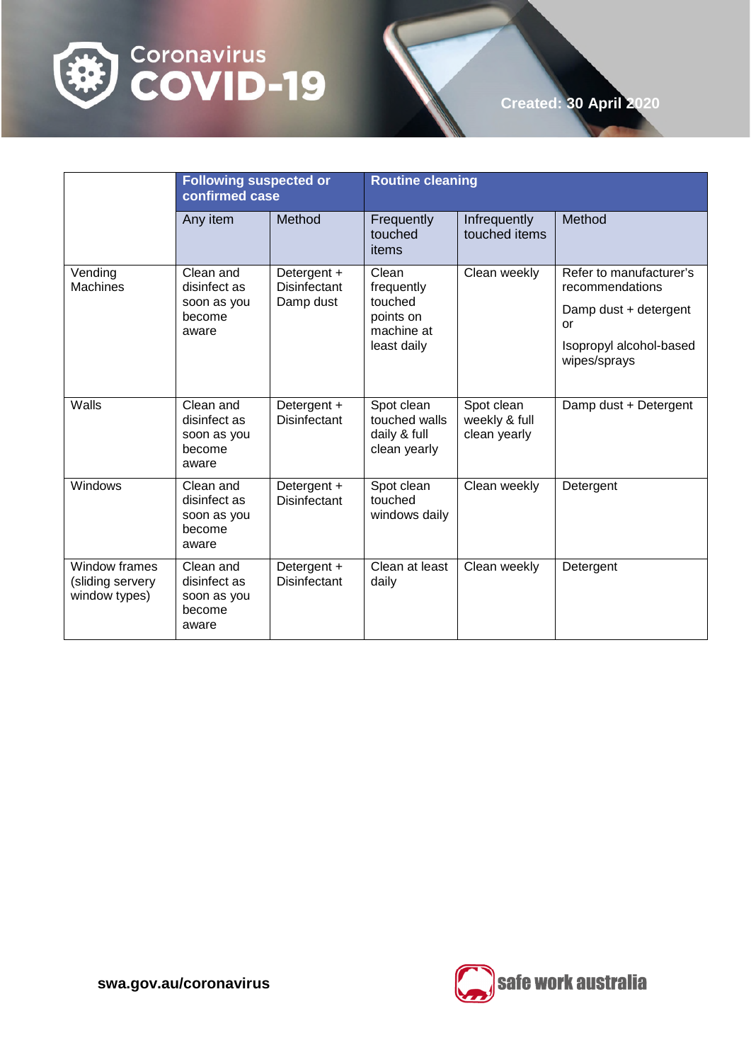| | Following suspected or confirmed case | | Routine cleaning | | |
|---|---|---|---|---|---|
| | Any item | Method | Frequently touched items | Infrequently touched items | Method |
| Vending Machines | Clean and disinfect as soon as you become aware | Detergent + Disinfectant Damp dust | Clean frequently touched points on machine at least daily | Clean weekly | Refer to manufacturer's recommendations<br><br>Damp dust + detergent or<br><br>Isopropyl alcohol-based wipes/sprays |
| Walls | Clean and disinfect as soon as you become aware | Detergent + Disinfectant | Spot clean touched walls daily & full clean yearly | Spot clean weekly & full clean yearly | Damp dust + Detergent |
| Windows | Clean and disinfect as soon as you become aware | Detergent + Disinfectant | Spot clean touched windows daily | Clean weekly | Detergent |
| Window frames (sliding servery window types) | Clean and disinfect as soon as you become aware | Detergent + Disinfectant | Clean at least daily | Clean weekly | Detergent |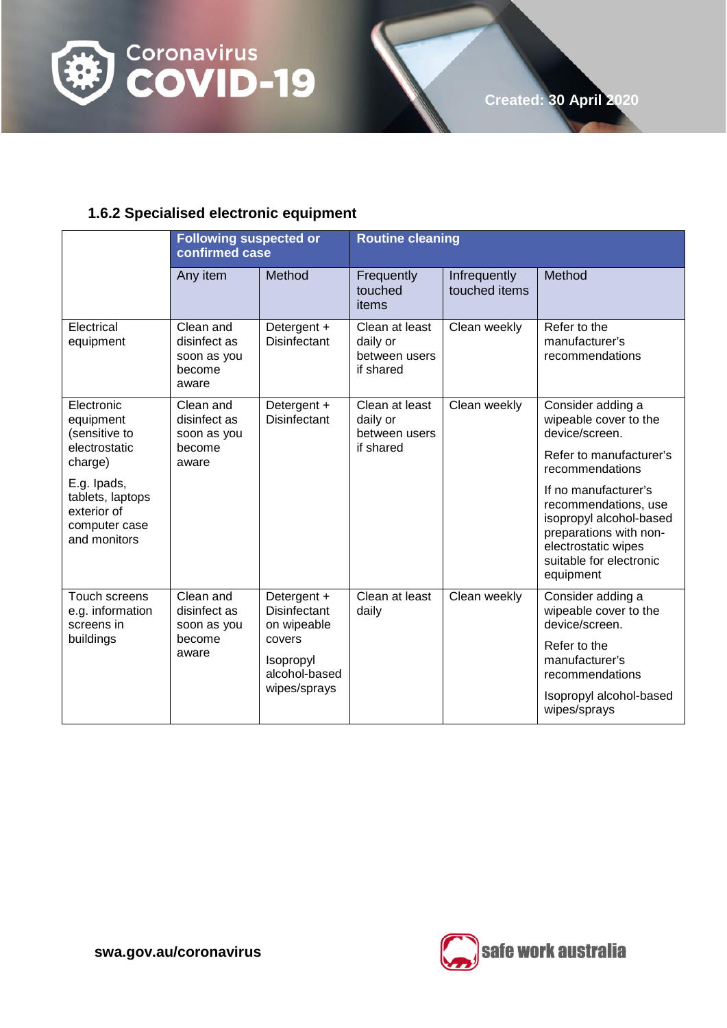### 1.6.2 Specialised electronic equipment

| | Following suspected or confirmed case | | Routine cleaning | | |
|---|---|---|---|---|---|
| | Any item | Method | Frequently touched items | Infrequently touched items | Method |
| Electrical equipment | Clean and disinfect as soon as you become aware | Detergent + Disinfectant | Clean at least daily or between users if shared | Clean weekly | Refer to the manufacturer's recommendations |
| Electronic equipment (sensitive to electrostatic charge)<br><br>E.g. Ipads, tablets, laptops exterior of computer case and monitors | Clean and disinfect as soon as you become aware | Detergent + Disinfectant | Clean at least daily or between users if shared | Clean weekly | Consider adding a wipeable cover to the device/screen.<br><br>Refer to manufacturer's recommendations<br><br>If no manufacturer's recommendations, use isopropyl alcohol-based preparations with non-electrostatic wipes suitable for electronic equipment |
| Touch screens e.g. information screens in buildings | Clean and disinfect as soon as you become aware | Detergent + Disinfectant on wipeable covers<br><br>Isopropyl alcohol-based wipes/sprays | Clean at least daily | Clean weekly | Consider adding a wipeable cover to the device/screen.<br><br>Refer to the manufacturer's recommendations<br><br>Isopropyl alcohol-based wipes/sprays |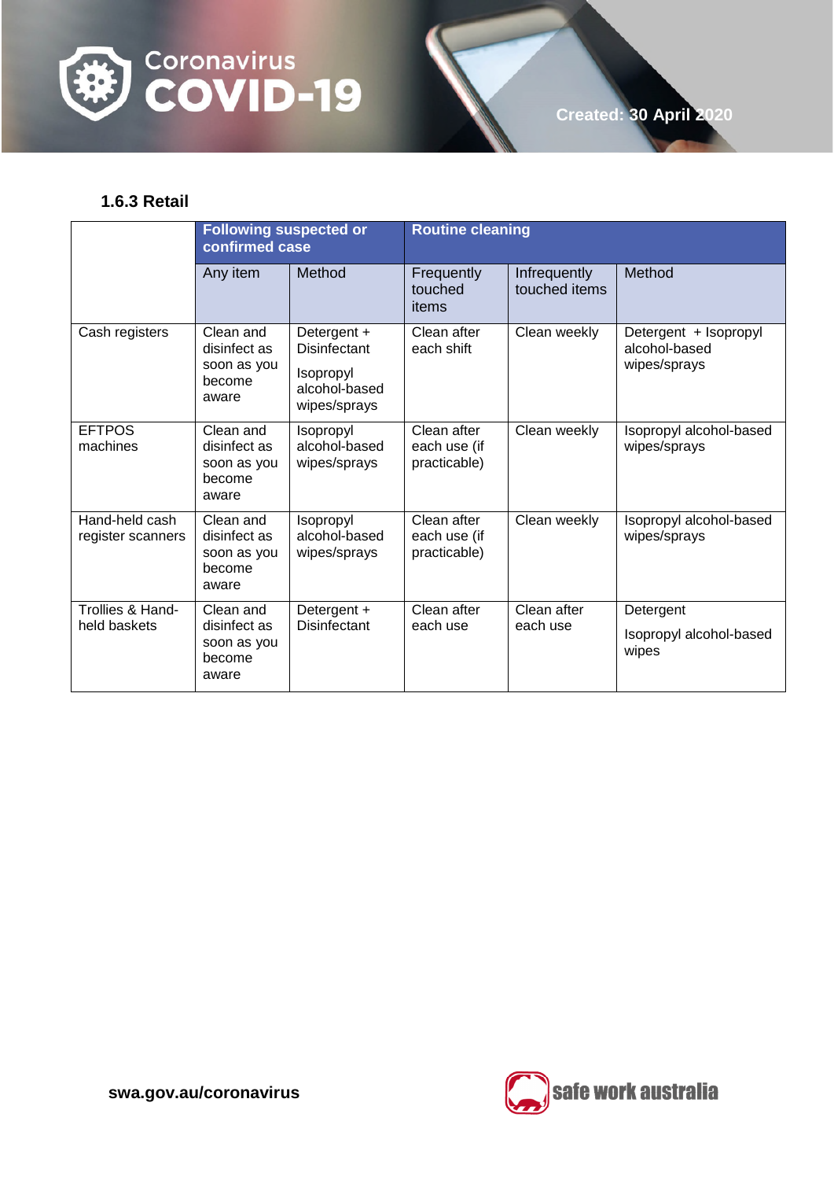### 1.6.3 Retail

| | Following suspected or confirmed case | | Routine cleaning | | |
|---|---|---|---|---|---|
| | Any item | Method | Frequently touched items | Infrequently touched items | Method |
| Cash registers | Clean and disinfect as soon as you become aware | Detergent + Disinfectant<br><br>Isopropyl alcohol-based wipes/sprays | Clean after each shift | Clean weekly | Detergent + Isopropyl alcohol-based wipes/sprays |
| EFTPOS machines | Clean and disinfect as soon as you become aware | Isopropyl alcohol-based wipes/sprays | Clean after each use (if practicable) | Clean weekly | Isopropyl alcohol-based wipes/sprays |
| Hand-held cash register scanners | Clean and disinfect as soon as you become aware | Isopropyl alcohol-based wipes/sprays | Clean after each use (if practicable) | Clean weekly | Isopropyl alcohol-based wipes/sprays |
| Trollies & Hand-held baskets | Clean and disinfect as soon as you become aware | Detergent + Disinfectant | Clean after each use | Clean after each use | Detergent<br><br>Isopropyl alcohol-based wipes |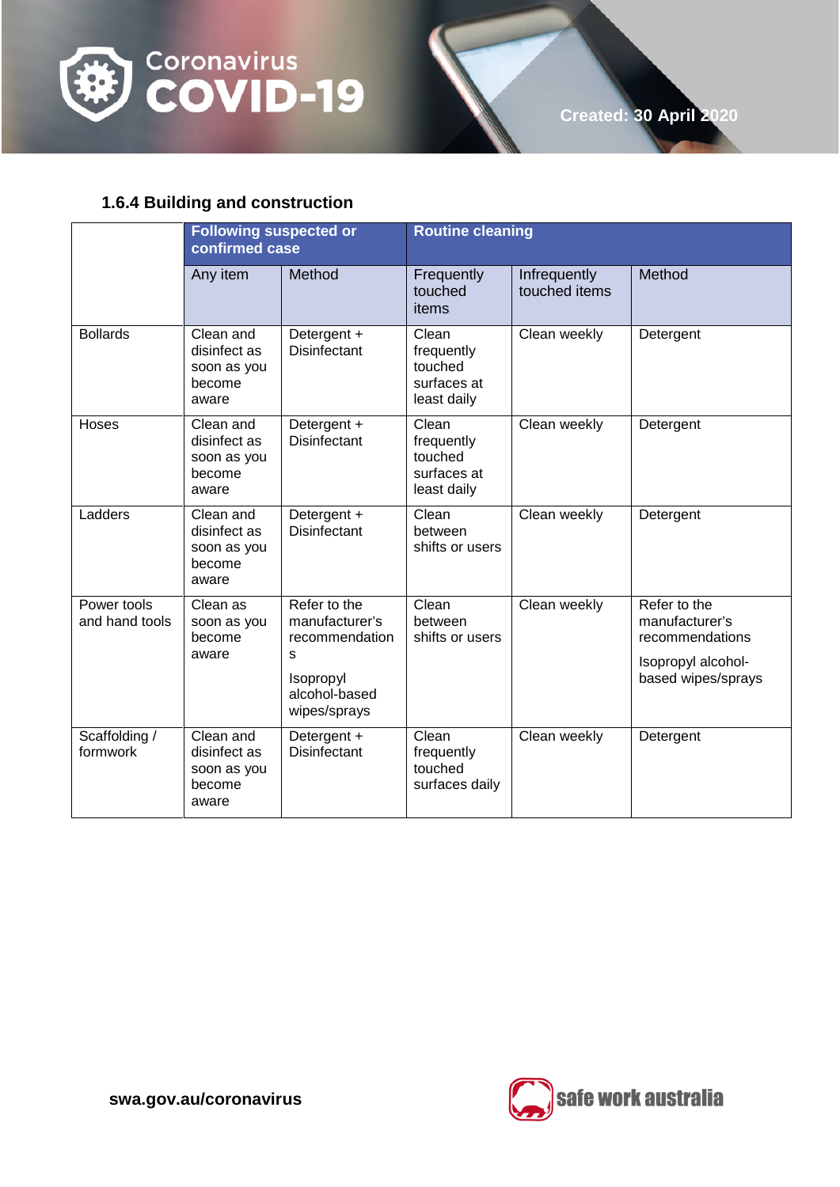### 1.6.4 Building and construction

| | Following suspected or confirmed case | | Routine cleaning | | |
|---|---|---|---|---|---|
| | Any item | Method | Frequently touched items | Infrequently touched items | Method |
| Bollards | Clean and disinfect as soon as you become aware | Detergent + Disinfectant | Clean frequently touched surfaces at least daily | Clean weekly | Detergent |
| Hoses | Clean and disinfect as soon as you become aware | Detergent + Disinfectant | Clean frequently touched surfaces at least daily | Clean weekly | Detergent |
| Ladders | Clean and disinfect as soon as you become aware | Detergent + Disinfectant | Clean between shifts or users | Clean weekly | Detergent |
| Power tools and hand tools | Clean as soon as you become aware | Refer to the manufacturer's recommendations<br><br>Isopropyl alcohol-based wipes/sprays | Clean between shifts or users | Clean weekly | Refer to the manufacturer's recommendations<br><br>Isopropyl alcohol-based wipes/sprays |
| Scaffolding / formwork | Clean and disinfect as soon as you become aware | Detergent + Disinfectant | Clean frequently touched surfaces daily | Clean weekly | Detergent |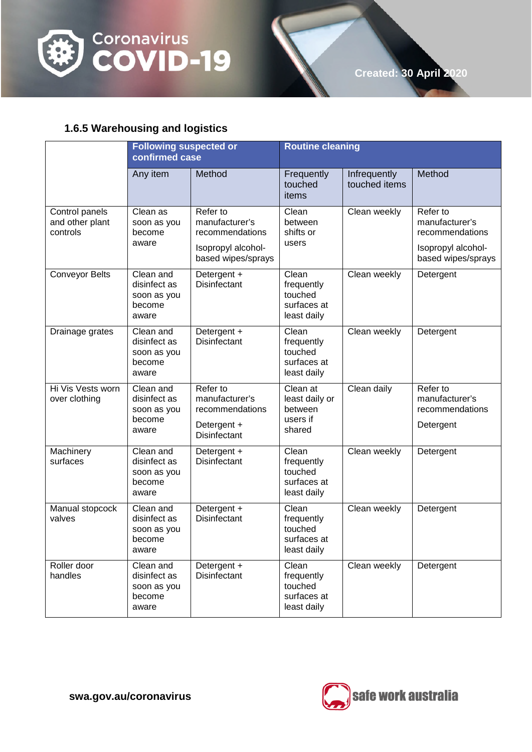### 1.6.5 Warehousing and logistics

| | Following suspected or confirmed case | | Routine cleaning | | |
|---|---|---|---|---|---|
| | Any item | Method | Frequently touched items | Infrequently touched items | Method |
| Control panels and other plant controls | Clean as soon as you become aware | Refer to manufacturer's recommendations<br><br>Isopropyl alcohol-based wipes/sprays | Clean between shifts or users | Clean weekly | Refer to manufacturer's recommendations<br><br>Isopropyl alcohol-based wipes/sprays |
| Conveyor Belts | Clean and disinfect as soon as you become aware | Detergent + Disinfectant | Clean frequently touched surfaces at least daily | Clean weekly | Detergent |
| Drainage grates | Clean and disinfect as soon as you become aware | Detergent + Disinfectant | Clean frequently touched surfaces at least daily | Clean weekly | Detergent |
| Hi Vis Vests worn over clothing | Clean and disinfect as soon as you become aware | Refer to manufacturer's recommendations<br><br>Detergent + Disinfectant | Clean at least daily or between users if shared | Clean daily | Refer to manufacturer's recommendations<br><br>Detergent |
| Machinery surfaces | Clean and disinfect as soon as you become aware | Detergent + Disinfectant | Clean frequently touched surfaces at least daily | Clean weekly | Detergent |
| Manual stopcock valves | Clean and disinfect as soon as you become aware | Detergent + Disinfectant | Clean frequently touched surfaces at least daily | Clean weekly | Detergent |
| Roller door handles | Clean and disinfect as soon as you become aware | Detergent + Disinfectant | Clean frequently touched surfaces at least daily | Clean weekly | Detergent |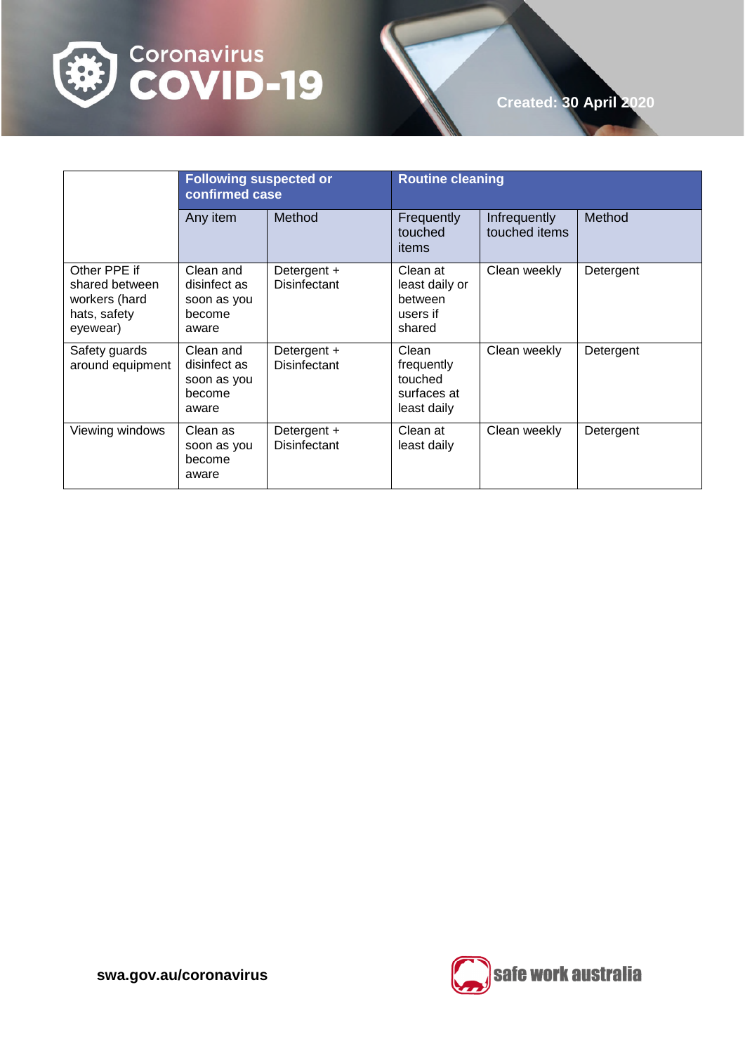| | Following suspected or confirmed case | | Routine cleaning | | |
|---|---|---|---|---|---|
| | Any item | Method | Frequently touched items | Infrequently touched items | Method |
| Other PPE if shared between workers (hard hats, safety eyewear) | Clean and disinfect as soon as you become aware | Detergent + Disinfectant | Clean at least daily or between users if shared | Clean weekly | Detergent |
| Safety guards around equipment | Clean and disinfect as soon as you become aware | Detergent + Disinfectant | Clean frequently touched surfaces at least daily | Clean weekly | Detergent |
| Viewing windows | Clean as soon as you become aware | Detergent + Disinfectant | Clean at least daily | Clean weekly | Detergent |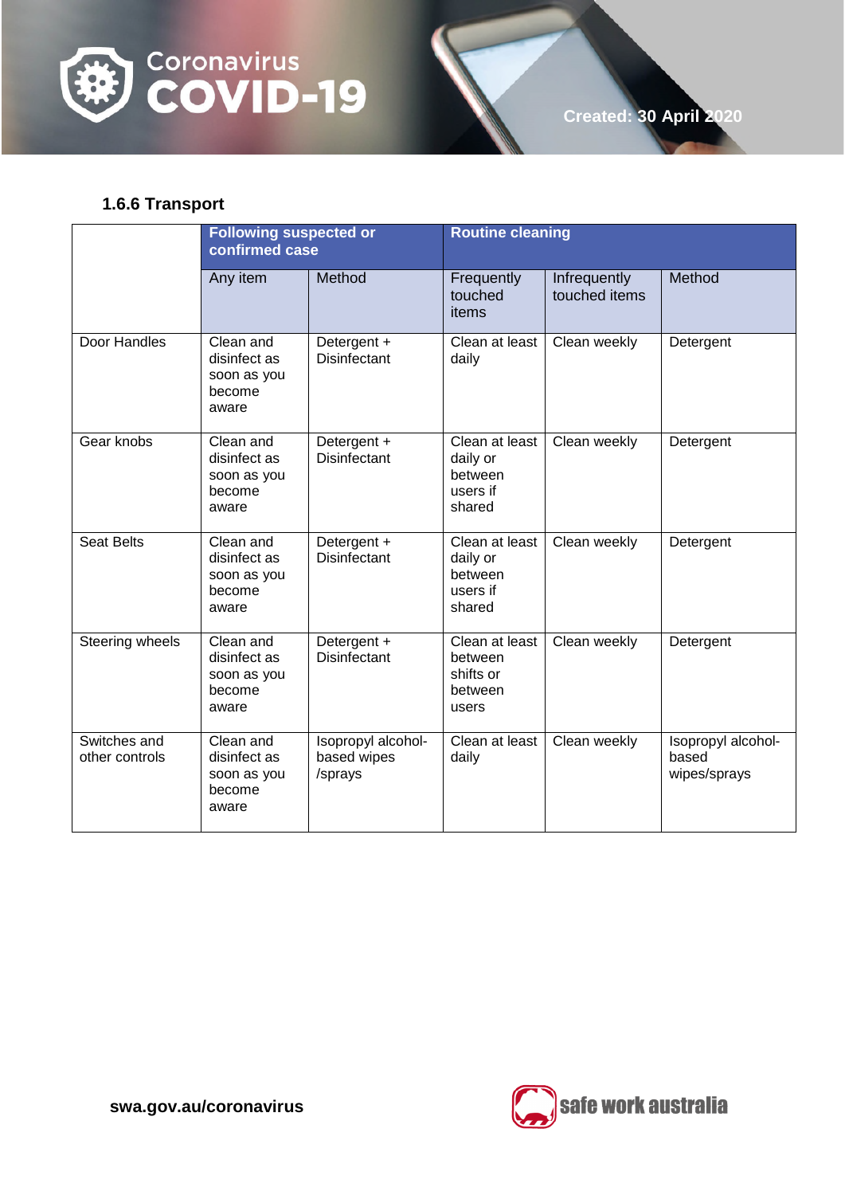### 1.6.6 Transport

| | Following suspected or confirmed case | | Routine cleaning | | |
|---|---|---|---|---|---|
| | Any item | Method | Frequently touched items | Infrequently touched items | Method |
| Door Handles | Clean and disinfect as soon as you become aware | Detergent + Disinfectant | Clean at least daily | Clean weekly | Detergent |
| Gear knobs | Clean and disinfect as soon as you become aware | Detergent + Disinfectant | Clean at least daily or between users if shared | Clean weekly | Detergent |
| Seat Belts | Clean and disinfect as soon as you become aware | Detergent + Disinfectant | Clean at least daily or between users if shared | Clean weekly | Detergent |
| Steering wheels | Clean and disinfect as soon as you become aware | Detergent + Disinfectant | Clean at least between shifts or between users | Clean weekly | Detergent |
| Switches and other controls | Clean and disinfect as soon as you become aware | Isopropyl alcohol-based wipes /sprays | Clean at least daily | Clean weekly | Isopropyl alcohol-based wipes/sprays |